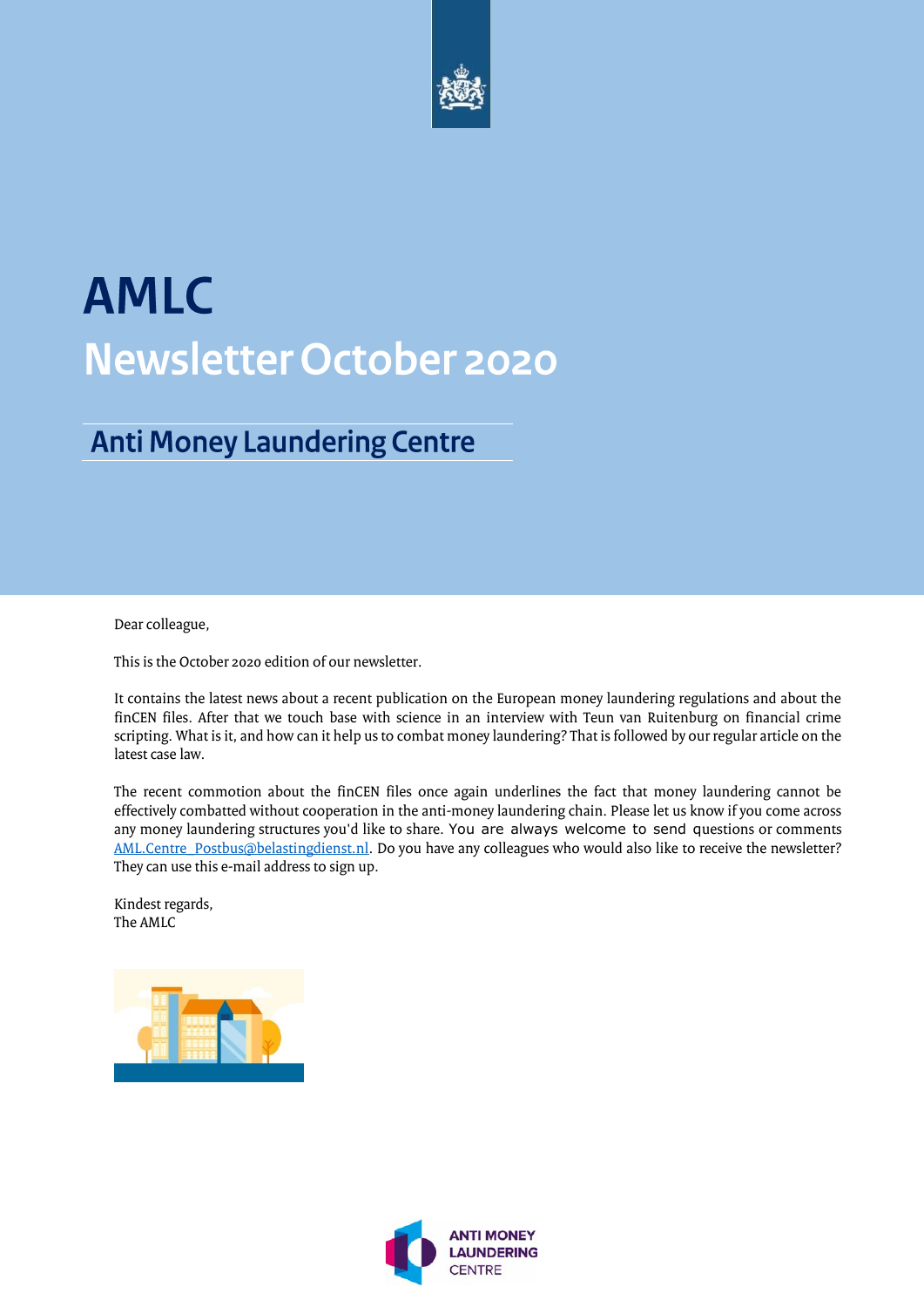# AMLC

## Newsletter October 2020

### Anti Money Laundering Centre

Dear colleague,

This is the October 2020 edition of our newsletter.

It contains the latest news about a recent publication on the European money laundering regulations and about the finCEN files. After that we touch base with science in an interview with Teun van Ruitenburg on financial crime scripting. What is it, and how can it help us to combat money laundering? That is followed by our regular article on the latest case law.

The recent commotion about the finCEN files once again underlines the fact that money laundering cannot be effectively combatted without cooperation in the anti-money laundering chain. Please let us know if you come across any money laundering structures you'd like to share. You are always welcome to send questions or comments AML.Centre_Postbus@belastingdienst.nl. Do you have any colleagues who would also like to receive the newsletter? They can use this e-mail address to sign up.

Kindest regards,
The AMLC

ANTI MONEY LAUNDERING CENTRE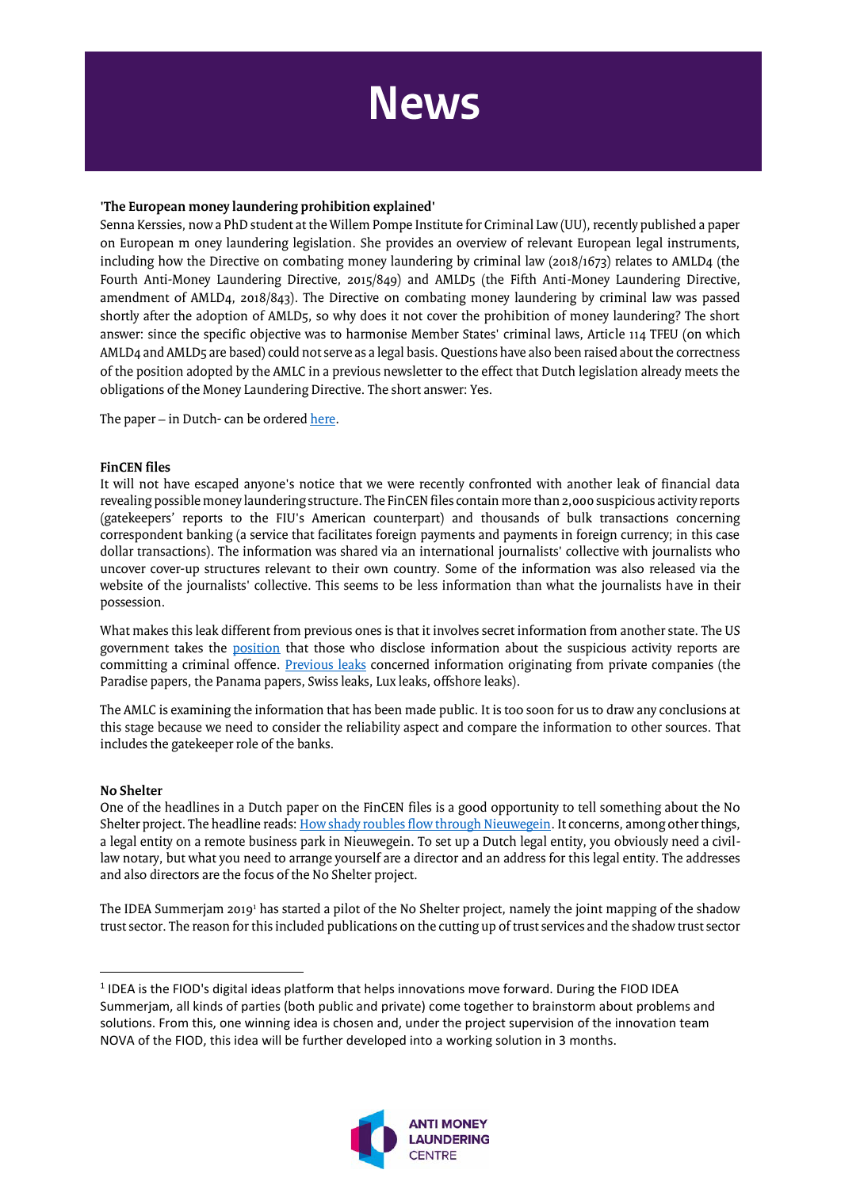# News

**'The European money laundering prohibition explained'**

Senna Kerssies, now a PhD student at the Willem Pompe Institute for Criminal Law (UU), recently published a paper on European m oney laundering legislation. She provides an overview of relevant European legal instruments, including how the Directive on combating money laundering by criminal law (2018/1673) relates to AMLD4 (the Fourth Anti-Money Laundering Directive, 2015/849) and AMLD5 (the Fifth Anti-Money Laundering Directive, amendment of AMLD4, 2018/843). The Directive on combating money laundering by criminal law was passed shortly after the adoption of AMLD5, so why does it not cover the prohibition of money laundering? The short answer: since the specific objective was to harmonise Member States' criminal laws, Article 114 TFEU (on which AMLD4 and AMLD5 are based) could not serve as a legal basis. Questions have also been raised about the correctness of the position adopted by the AMLC in a previous newsletter to the effect that Dutch legislation already meets the obligations of the Money Laundering Directive. The short answer: Yes.

The paper – in Dutch- can be ordered here.

**FinCEN files**

It will not have escaped anyone's notice that we were recently confronted with another leak of financial data revealing possible money laundering structure. The FinCEN files contain more than 2,000 suspicious activity reports (gatekeepers' reports to the FIU's American counterpart) and thousands of bulk transactions concerning correspondent banking (a service that facilitates foreign payments and payments in foreign currency; in this case dollar transactions). The information was shared via an international journalists' collective with journalists who uncover cover-up structures relevant to their own country. Some of the information was also released via the website of the journalists' collective. This seems to be less information than what the journalists have in their possession.

What makes this leak different from previous ones is that it involves secret information from another state. The US government takes the position that those who disclose information about the suspicious activity reports are committing a criminal offence. Previous leaks concerned information originating from private companies (the Paradise papers, the Panama papers, Swiss leaks, Lux leaks, offshore leaks).

The AMLC is examining the information that has been made public. It is too soon for us to draw any conclusions at this stage because we need to consider the reliability aspect and compare the information to other sources. That includes the gatekeeper role of the banks.

**No Shelter**

One of the headlines in a Dutch paper on the FinCEN files is a good opportunity to tell something about the No Shelter project. The headline reads: How shady roubles flow through Nieuwegein. It concerns, among other things, a legal entity on a remote business park in Nieuwegein. To set up a Dutch legal entity, you obviously need a civil-law notary, but what you need to arrange yourself are a director and an address for this legal entity. The addresses and also directors are the focus of the No Shelter project.

The IDEA Summerjam 2019[1] has started a pilot of the No Shelter project, namely the joint mapping of the shadow trust sector. The reason for this included publications on the cutting up of trust services and the shadow trust sector

[1] IDEA is the FIOD's digital ideas platform that helps innovations move forward. During the FIOD IDEA Summerjam, all kinds of parties (both public and private) come together to brainstorm about problems and solutions. From this, one winning idea is chosen and, under the project supervision of the innovation team NOVA of the FIOD, this idea will be further developed into a working solution in 3 months.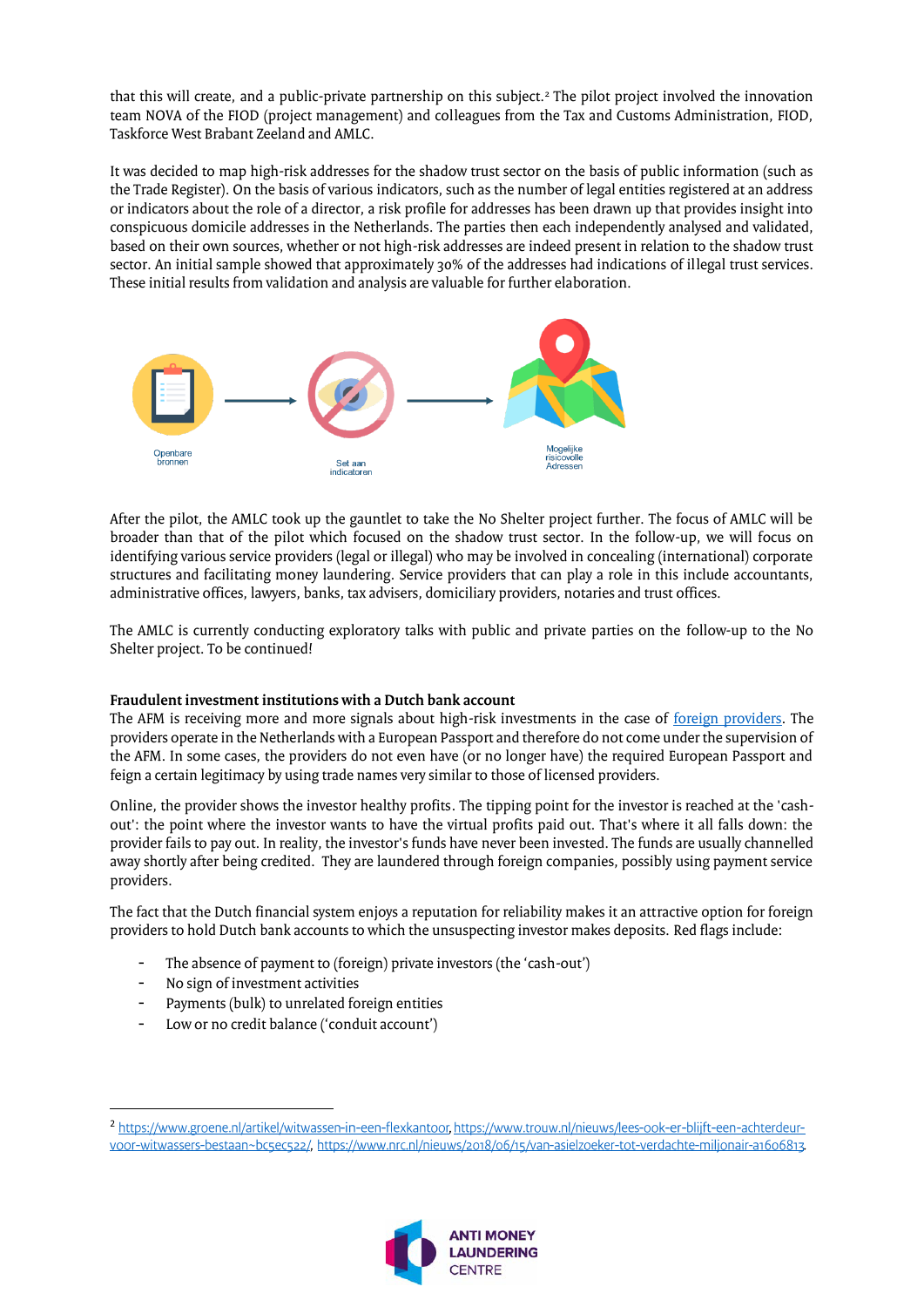that this will create, and a public-private partnership on this subject.[2] The pilot project involved the innovation team NOVA of the FIOD (project management) and colleagues from the Tax and Customs Administration, FIOD, Taskforce West Brabant Zeeland and AMLC.

It was decided to map high-risk addresses for the shadow trust sector on the basis of public information (such as the Trade Register). On the basis of various indicators, such as the number of legal entities registered at an address or indicators about the role of a director, a risk profile for addresses has been drawn up that provides insight into conspicuous domicile addresses in the Netherlands. The parties then each independently analysed and validated, based on their own sources, whether or not high-risk addresses are indeed present in relation to the shadow trust sector. An initial sample showed that approximately 30% of the addresses had indications of illegal trust services. These initial results from validation and analysis are valuable for further elaboration.

Openbare bronnen → Set aan indicatoren → Mogelijke risicovolle Adressen

After the pilot, the AMLC took up the gauntlet to take the No Shelter project further. The focus of AMLC will be broader than that of the pilot which focused on the shadow trust sector. In the follow-up, we will focus on identifying various service providers (legal or illegal) who may be involved in concealing (international) corporate structures and facilitating money laundering. Service providers that can play a role in this include accountants, administrative offices, lawyers, banks, tax advisers, domiciliary providers, notaries and trust offices.

The AMLC is currently conducting exploratory talks with public and private parties on the follow-up to the No Shelter project. To be continued!

**Fraudulent investment institutions with a Dutch bank account**

The AFM is receiving more and more signals about high-risk investments in the case of foreign providers. The providers operate in the Netherlands with a European Passport and therefore do not come under the supervision of the AFM. In some cases, the providers do not even have (or no longer have) the required European Passport and feign a certain legitimacy by using trade names very similar to those of licensed providers.

Online, the provider shows the investor healthy profits. The tipping point for the investor is reached at the 'cash-out': the point where the investor wants to have the virtual profits paid out. That's where it all falls down: the provider fails to pay out. In reality, the investor's funds have never been invested. The funds are usually channelled away shortly after being credited. They are laundered through foreign companies, possibly using payment service providers.

The fact that the Dutch financial system enjoys a reputation for reliability makes it an attractive option for foreign providers to hold Dutch bank accounts to which the unsuspecting investor makes deposits. Red flags include:

- The absence of payment to (foreign) private investors (the 'cash-out')
- No sign of investment activities
- Payments (bulk) to unrelated foreign entities
- Low or no credit balance ('conduit account')

---

[2] https://www.groene.nl/artikel/witwassen-in-een-flexkantoor, https://www.trouw.nl/nieuws/lees-ook-er-blijft-een-achterdeur-voor-witwassers-bestaan~bc5ec522/, https://www.nrc.nl/nieuws/2018/06/15/van-asielzoeker-tot-verdachte-miljonair-a1606813.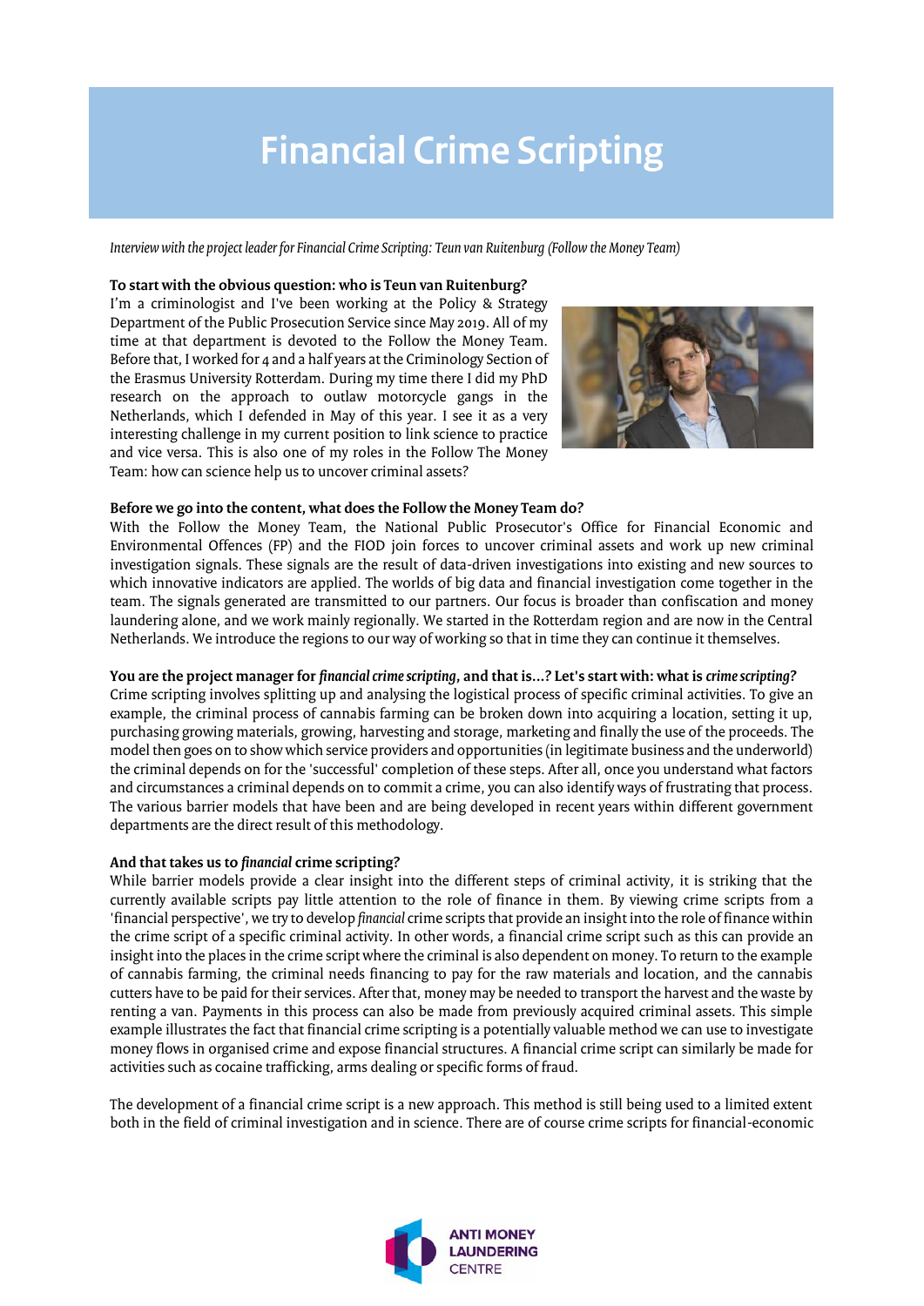# Financial Crime Scripting

*Interview with the project leader for Financial Crime Scripting: Teun van Ruitenburg (Follow the Money Team)*

**To start with the obvious question: who is Teun van Ruitenburg?**

I'm a criminologist and I've been working at the Policy & Strategy Department of the Public Prosecution Service since May 2019. All of my time at that department is devoted to the Follow the Money Team. Before that, I worked for 4 and a half years at the Criminology Section of the Erasmus University Rotterdam. During my time there I did my PhD research on the approach to outlaw motorcycle gangs in the Netherlands, which I defended in May of this year. I see it as a very interesting challenge in my current position to link science to practice and vice versa. This is also one of my roles in the Follow The Money Team: how can science help us to uncover criminal assets?

**Before we go into the content, what does the Follow the Money Team do?**

With the Follow the Money Team, the National Public Prosecutor's Office for Financial Economic and Environmental Offences (FP) and the FIOD join forces to uncover criminal assets and work up new criminal investigation signals. These signals are the result of data-driven investigations into existing and new sources to which innovative indicators are applied. The worlds of big data and financial investigation come together in the team. The signals generated are transmitted to our partners. Our focus is broader than confiscation and money laundering alone, and we work mainly regionally. We started in the Rotterdam region and are now in the Central Netherlands. We introduce the regions to our way of working so that in time they can continue it themselves.

**You are the project manager for *financial crime scripting*, and that is...? Let's start with: what is *crime scripting?***

Crime scripting involves splitting up and analysing the logistical process of specific criminal activities. To give an example, the criminal process of cannabis farming can be broken down into acquiring a location, setting it up, purchasing growing materials, growing, harvesting and storage, marketing and finally the use of the proceeds. The model then goes on to show which service providers and opportunities (in legitimate business and the underworld) the criminal depends on for the 'successful' completion of these steps. After all, once you understand what factors and circumstances a criminal depends on to commit a crime, you can also identify ways of frustrating that process. The various barrier models that have been and are being developed in recent years within different government departments are the direct result of this methodology.

**And that takes us to *financial* crime scripting?**

While barrier models provide a clear insight into the different steps of criminal activity, it is striking that the currently available scripts pay little attention to the role of finance in them. By viewing crime scripts from a 'financial perspective', we try to develop *financial* crime scripts that provide an insight into the role of finance within the crime script of a specific criminal activity. In other words, a financial crime script such as this can provide an insight into the places in the crime script where the criminal is also dependent on money. To return to the example of cannabis farming, the criminal needs financing to pay for the raw materials and location, and the cannabis cutters have to be paid for their services. After that, money may be needed to transport the harvest and the waste by renting a van. Payments in this process can also be made from previously acquired criminal assets. This simple example illustrates the fact that financial crime scripting is a potentially valuable method we can use to investigate money flows in organised crime and expose financial structures. A financial crime script can similarly be made for activities such as cocaine trafficking, arms dealing or specific forms of fraud.

The development of a financial crime script is a new approach. This method is still being used to a limited extent both in the field of criminal investigation and in science. There are of course crime scripts for financial-economic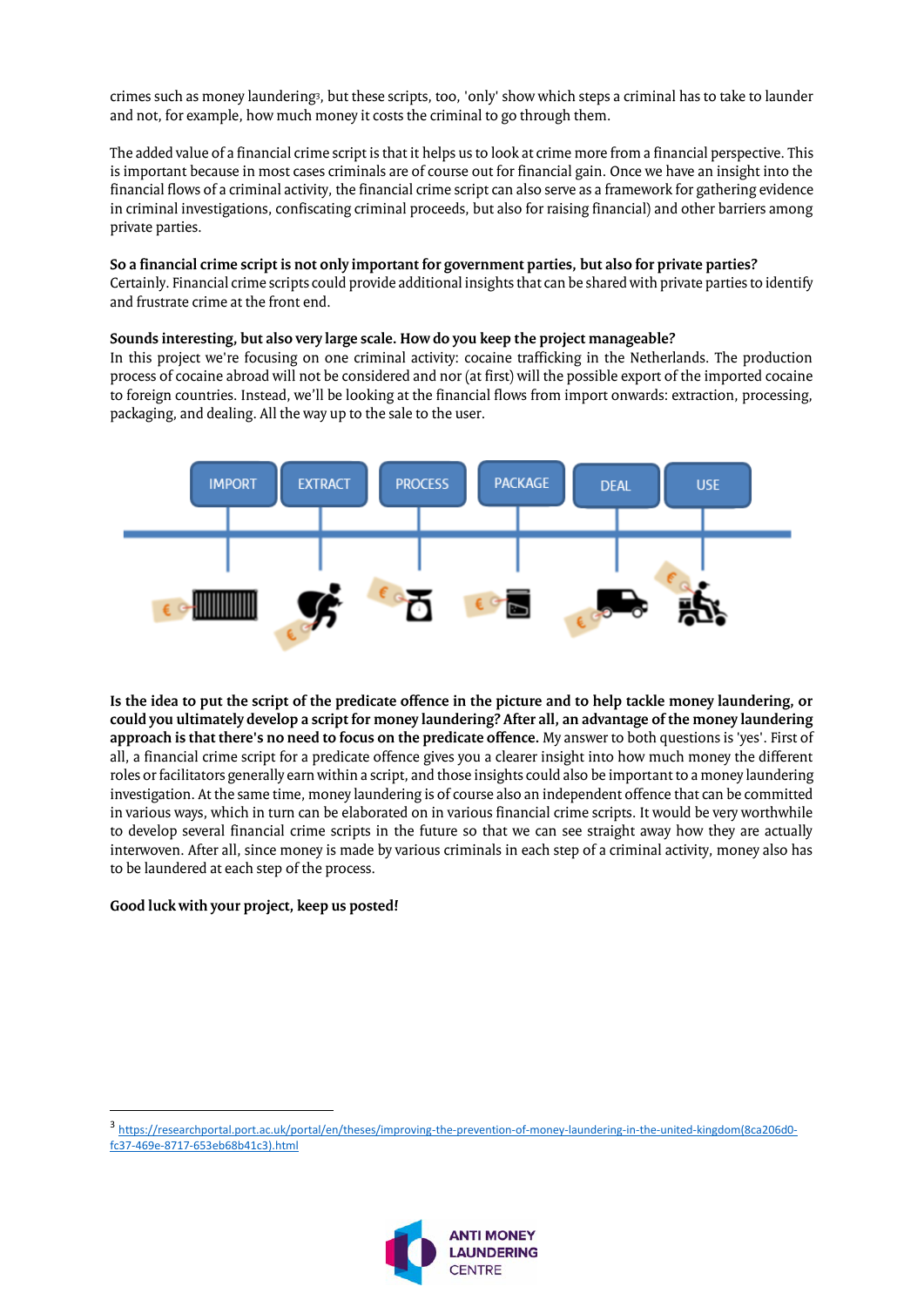crimes such as money laundering[3], but these scripts, too, 'only' show which steps a criminal has to take to launder and not, for example, how much money it costs the criminal to go through them.

The added value of a financial crime script is that it helps us to look at crime more from a financial perspective. This is important because in most cases criminals are of course out for financial gain. Once we have an insight into the financial flows of a criminal activity, the financial crime script can also serve as a framework for gathering evidence in criminal investigations, confiscating criminal proceeds, but also for raising financial) and other barriers among private parties.

**So a financial crime script is not only important for government parties, but also for private parties?**
Certainly. Financial crime scripts could provide additional insights that can be shared with private parties to identify and frustrate crime at the front end.

**Sounds interesting, but also very large scale. How do you keep the project manageable?**
In this project we're focusing on one criminal activity: cocaine trafficking in the Netherlands. The production process of cocaine abroad will not be considered and nor (at first) will the possible export of the imported cocaine to foreign countries. Instead, we'll be looking at the financial flows from import onwards: extraction, processing, packaging, and dealing. All the way up to the sale to the user.

IMPORT – EXTRACT – PROCESS – PACKAGE – DEAL – USE

**Is the idea to put the script of the predicate offence in the picture and to help tackle money laundering, or could you ultimately develop a script for money laundering? After all, an advantage of the money laundering approach is that there's no need to focus on the predicate offence.** My answer to both questions is 'yes'. First of all, a financial crime script for a predicate offence gives you a clearer insight into how much money the different roles or facilitators generally earn within a script, and those insights could also be important to a money laundering investigation. At the same time, money laundering is of course also an independent offence that can be committed in various ways, which in turn can be elaborated on in various financial crime scripts. It would be very worthwhile to develop several financial crime scripts in the future so that we can see straight away how they are actually interwoven. After all, since money is made by various criminals in each step of a criminal activity, money also has to be laundered at each step of the process.

**Good luck with your project, keep us posted!**

---

[3] https://researchportal.port.ac.uk/portal/en/theses/improving-the-prevention-of-money-laundering-in-the-united-kingdom(8ca206d0-fc37-469e-8717-653eb68b41c3).html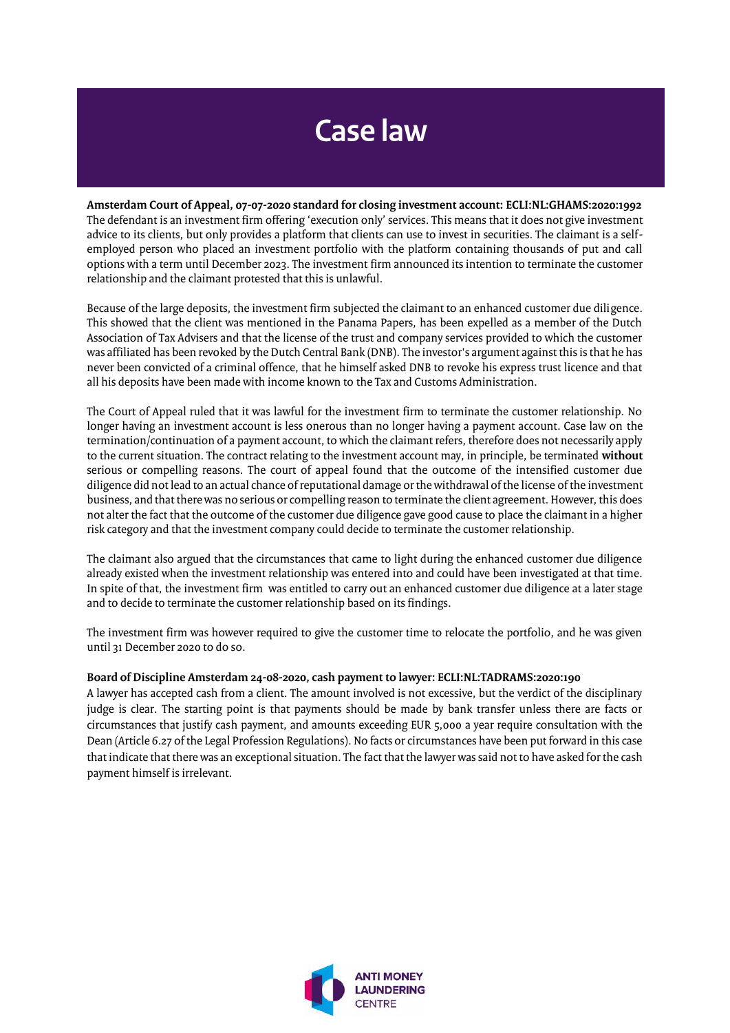# Case law

**Amsterdam Court of Appeal, 07-07-2020 standard for closing investment account: ECLI:NL:GHAMS:2020:1992**
The defendant is an investment firm offering 'execution only' services. This means that it does not give investment advice to its clients, but only provides a platform that clients can use to invest in securities. The claimant is a self-employed person who placed an investment portfolio with the platform containing thousands of put and call options with a term until December 2023. The investment firm announced its intention to terminate the customer relationship and the claimant protested that this is unlawful.

Because of the large deposits, the investment firm subjected the claimant to an enhanced customer due diligence. This showed that the client was mentioned in the Panama Papers, has been expelled as a member of the Dutch Association of Tax Advisers and that the license of the trust and company services provided to which the customer was affiliated has been revoked by the Dutch Central Bank (DNB). The investor's argument against this is that he has never been convicted of a criminal offence, that he himself asked DNB to revoke his express trust licence and that all his deposits have been made with income known to the Tax and Customs Administration.

The Court of Appeal ruled that it was lawful for the investment firm to terminate the customer relationship. No longer having an investment account is less onerous than no longer having a payment account. Case law on the termination/continuation of a payment account, to which the claimant refers, therefore does not necessarily apply to the current situation. The contract relating to the investment account may, in principle, be terminated **without** serious or compelling reasons. The court of appeal found that the outcome of the intensified customer due diligence did not lead to an actual chance of reputational damage or the withdrawal of the license of the investment business, and that there was no serious or compelling reason to terminate the client agreement. However, this does not alter the fact that the outcome of the customer due diligence gave good cause to place the claimant in a higher risk category and that the investment company could decide to terminate the customer relationship.

The claimant also argued that the circumstances that came to light during the enhanced customer due diligence already existed when the investment relationship was entered into and could have been investigated at that time. In spite of that, the investment firm was entitled to carry out an enhanced customer due diligence at a later stage and to decide to terminate the customer relationship based on its findings.

The investment firm was however required to give the customer time to relocate the portfolio, and he was given until 31 December 2020 to do so.

**Board of Discipline Amsterdam 24-08-2020, cash payment to lawyer: ECLI:NL:TADRAMS:2020:190**
A lawyer has accepted cash from a client. The amount involved is not excessive, but the verdict of the disciplinary judge is clear. The starting point is that payments should be made by bank transfer unless there are facts or circumstances that justify cash payment, and amounts exceeding EUR 5,000 a year require consultation with the Dean (Article 6.27 of the Legal Profession Regulations). No facts or circumstances have been put forward in this case that indicate that there was an exceptional situation. The fact that the lawyer was said not to have asked for the cash payment himself is irrelevant.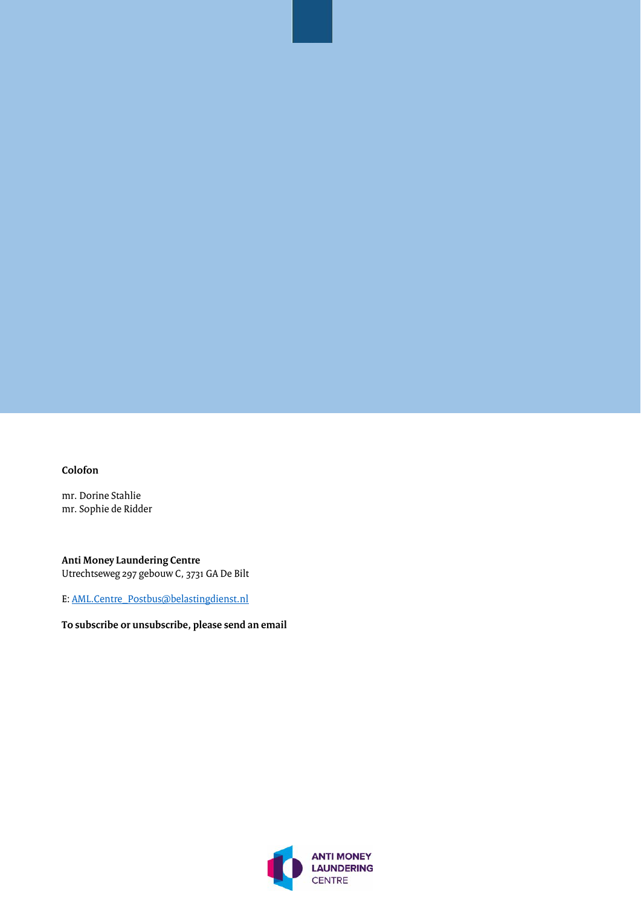**Colofon**

mr. Dorine Stahlie
mr. Sophie de Ridder

**Anti Money Laundering Centre**
Utrechtseweg 297 gebouw C, 3731 GA De Bilt

E: AML.Centre_Postbus@belastingdienst.nl

**To subscribe or unsubscribe, please send an email**

ANTI MONEY LAUNDERING CENTRE